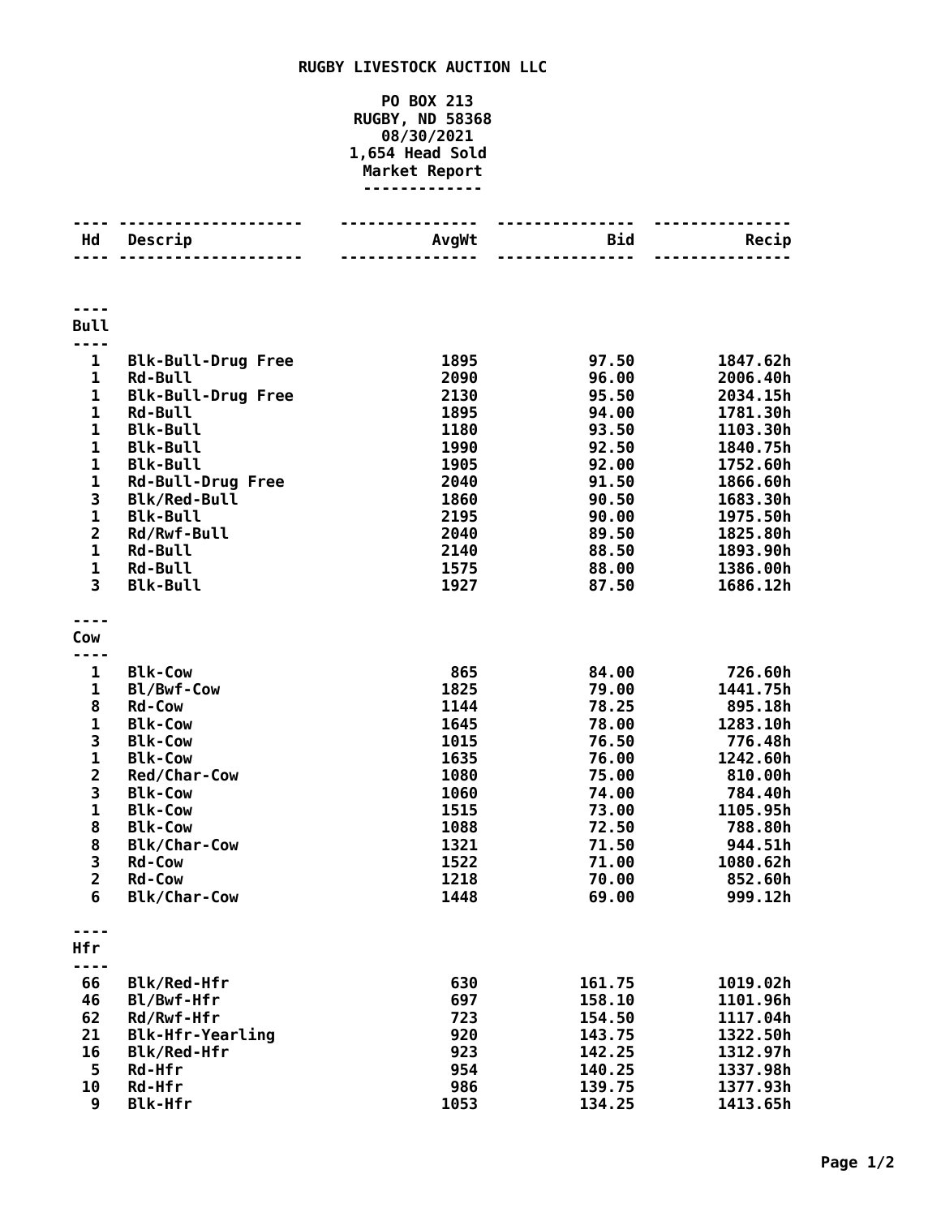# RUGBY LIVESTOCK AUCTION LLC

**PO BOX 213**
**RUGBY, ND 58368**
**08/30/2021**
**1,654 Head Sold**
**Market Report**

| Hd | Descrip | AvgWt | Bid | Recip |
|---|---|---|---|---|
| **Bull** | | | | |
| 1 | Blk-Bull-Drug Free | 1895 | 97.50 | 1847.62h |
| 1 | Rd-Bull | 2090 | 96.00 | 2006.40h |
| 1 | Blk-Bull-Drug Free | 2130 | 95.50 | 2034.15h |
| 1 | Rd-Bull | 1895 | 94.00 | 1781.30h |
| 1 | Blk-Bull | 1180 | 93.50 | 1103.30h |
| 1 | Blk-Bull | 1990 | 92.50 | 1840.75h |
| 1 | Blk-Bull | 1905 | 92.00 | 1752.60h |
| 1 | Rd-Bull-Drug Free | 2040 | 91.50 | 1866.60h |
| 3 | Blk/Red-Bull | 1860 | 90.50 | 1683.30h |
| 1 | Blk-Bull | 2195 | 90.00 | 1975.50h |
| 2 | Rd/Rwf-Bull | 2040 | 89.50 | 1825.80h |
| 1 | Rd-Bull | 2140 | 88.50 | 1893.90h |
| 1 | Rd-Bull | 1575 | 88.00 | 1386.00h |
| 3 | Blk-Bull | 1927 | 87.50 | 1686.12h |
| **Cow** | | | | |
| 1 | Blk-Cow | 865 | 84.00 | 726.60h |
| 1 | Bl/Bwf-Cow | 1825 | 79.00 | 1441.75h |
| 8 | Rd-Cow | 1144 | 78.25 | 895.18h |
| 1 | Blk-Cow | 1645 | 78.00 | 1283.10h |
| 3 | Blk-Cow | 1015 | 76.50 | 776.48h |
| 1 | Blk-Cow | 1635 | 76.00 | 1242.60h |
| 2 | Red/Char-Cow | 1080 | 75.00 | 810.00h |
| 3 | Blk-Cow | 1060 | 74.00 | 784.40h |
| 1 | Blk-Cow | 1515 | 73.00 | 1105.95h |
| 8 | Blk-Cow | 1088 | 72.50 | 788.80h |
| 8 | Blk/Char-Cow | 1321 | 71.50 | 944.51h |
| 3 | Rd-Cow | 1522 | 71.00 | 1080.62h |
| 2 | Rd-Cow | 1218 | 70.00 | 852.60h |
| 6 | Blk/Char-Cow | 1448 | 69.00 | 999.12h |
| **Hfr** | | | | |
| 66 | Blk/Red-Hfr | 630 | 161.75 | 1019.02h |
| 46 | Bl/Bwf-Hfr | 697 | 158.10 | 1101.96h |
| 62 | Rd/Rwf-Hfr | 723 | 154.50 | 1117.04h |
| 21 | Blk-Hfr-Yearling | 920 | 143.75 | 1322.50h |
| 16 | Blk/Red-Hfr | 923 | 142.25 | 1312.97h |
| 5 | Rd-Hfr | 954 | 140.25 | 1337.98h |
| 10 | Rd-Hfr | 986 | 139.75 | 1377.93h |
| 9 | Blk-Hfr | 1053 | 134.25 | 1413.65h |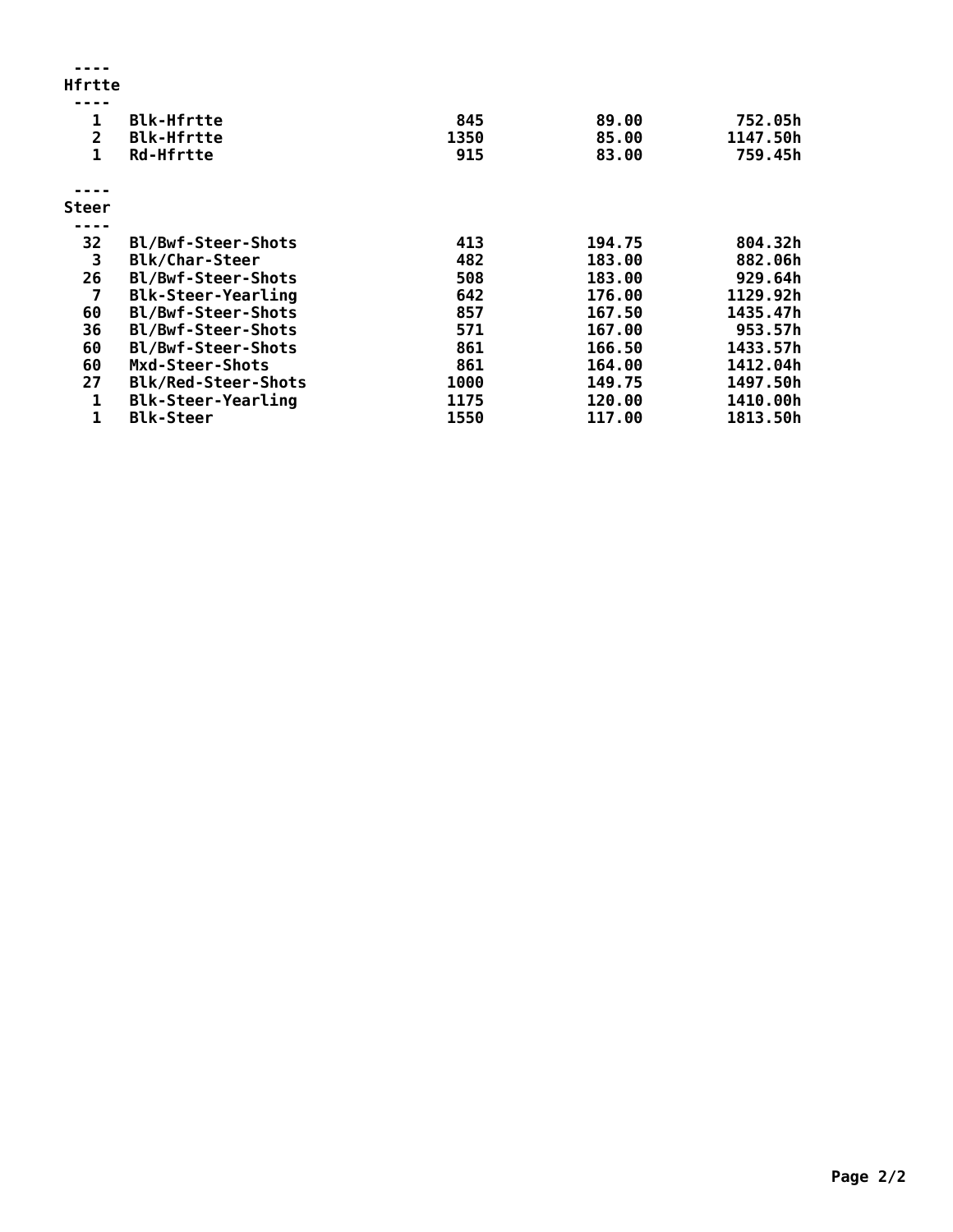----

Hfrtte

----

| | | | | |
|---|---|---|---|---|
| 1 | Blk-Hfrtte | 845 | 89.00 | 752.05h |
| 2 | Blk-Hfrtte | 1350 | 85.00 | 1147.50h |
| 1 | Rd-Hfrtte | 915 | 83.00 | 759.45h |

----

Steer

----

| | | | | |
|---|---|---|---|---|
| 32 | Bl/Bwf-Steer-Shots | 413 | 194.75 | 804.32h |
| 3 | Blk/Char-Steer | 482 | 183.00 | 882.06h |
| 26 | Bl/Bwf-Steer-Shots | 508 | 183.00 | 929.64h |
| 7 | Blk-Steer-Yearling | 642 | 176.00 | 1129.92h |
| 60 | Bl/Bwf-Steer-Shots | 857 | 167.50 | 1435.47h |
| 36 | Bl/Bwf-Steer-Shots | 571 | 167.00 | 953.57h |
| 60 | Bl/Bwf-Steer-Shots | 861 | 166.50 | 1433.57h |
| 60 | Mxd-Steer-Shots | 861 | 164.00 | 1412.04h |
| 27 | Blk/Red-Steer-Shots | 1000 | 149.75 | 1497.50h |
| 1 | Blk-Steer-Yearling | 1175 | 120.00 | 1410.00h |
| 1 | Blk-Steer | 1550 | 117.00 | 1813.50h |